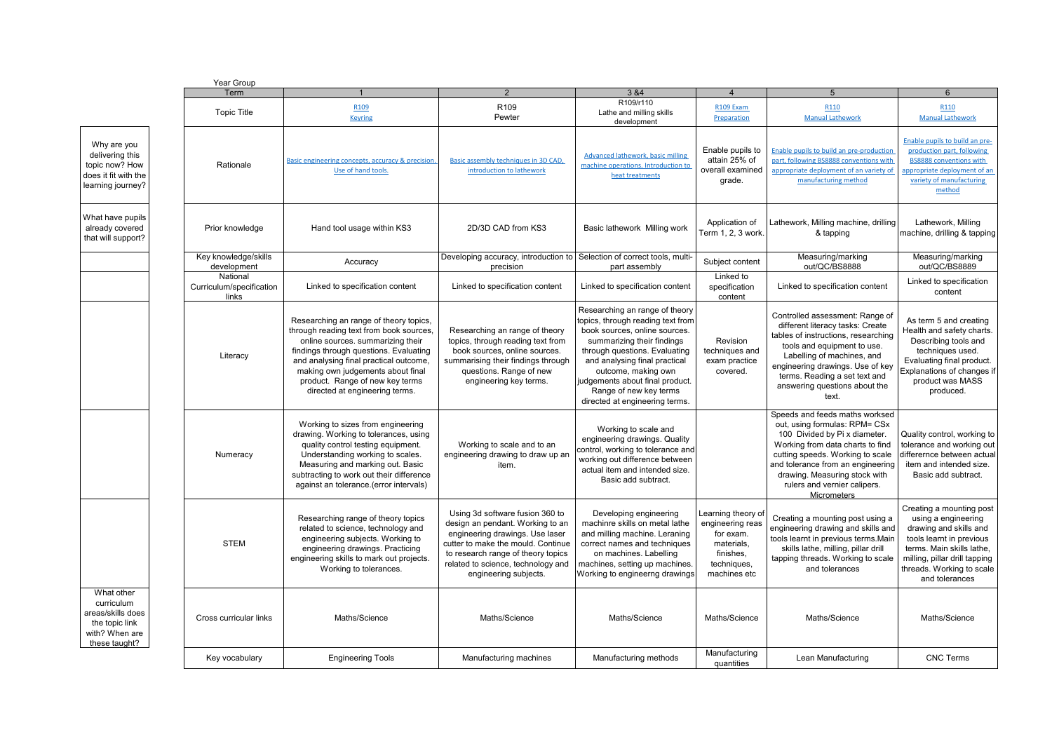Year Group

| Term | 1 | 2 | 3 &4 | 4 | 5 | 6 |
|---|---|---|---|---|---|---|
| Topic Title | R109 Keyring | R109 Pewter | R109/r110 Lathe and milling skills development | R109 Exam Preparation | R110 Manual Lathework | R110 Manual Lathework |
| Rationale | Basic engineering concepts, accuracy & precision. Use of hand tools. | Basic assembly techniques in 3D CAD, introduction to lathework | Advanced lathework, basic milling machine operations. Introduction to heat treatments | Enable pupils to attain 25% of overall examined grade. | Enable pupils to build an pre-production part, following BS8888 conventions with appropriate deployment of an variety of manufacturing method | Enable pupils to build an pre-production part, following BS8888 conventions with appropriate deployment of an variety of manufacturing method |
| Prior knowledge | Hand tool usage within KS3 | 2D/3D CAD from KS3 | Basic lathework Milling work | Application of Term 1, 2, 3 work. | Lathework, Milling machine, drilling & tapping | Lathework, Milling machine, drilling & tapping |
| Key knowledge/skills development | Accuracy | Developing accuracy, introduction to precision | Selection of correct tools, multi-part assembly | Subject content | Measuring/marking out/QC/BS8888 | Measuring/marking out/QC/BS8889 |
| National Curriculum/specification links | Linked to specification content | Linked to specification content | Linked to specification content | Linked to specification content | Linked to specification content | Linked to specification content |
| Literacy | Researching an range of theory topics, through reading text from book sources, online sources. summarizing their findings through questions. Evaluating and analysing final practical outcome, making own judgements about final product. Range of new key terms directed at engineering terms. | Researching an range of theory topics, through reading text from book sources, online sources. summarising their findings through questions. Range of new engineering key terms. | Researching an range of theory topics, through reading text from book sources, online sources. summarizing their findings through questions. Evaluating and analysing final practical outcome, making own judgements about final product. Range of new key terms directed at engineering terms. | Revision techniques and exam practice covered. | Controlled assessment: Range of different literacy tasks: Create tables of instructions, researching tools and equipment to use. Labelling of machines, and engineering drawings. Use of key terms. Reading a set text and answering questions about the text. | As term 5 and creating Health and safety charts. Describing tools and techniques used. Evaluating final product. Explanations of changes if product was MASS produced. |
| Numeracy | Working to sizes from engineering drawing. Working to tolerances, using quality control testing equipment. Understanding working to scales. Measuring and marking out. Basic subtracting to work out their difference against an tolerance.(error intervals) | Working to scale and to an engineering drawing to draw up an item. | Working to scale and engineering drawings. Quality control, working to tolerance and working out difference between actual item and intended size. Basic add subtract. | | Speeds and feeds maths worksed out, using formulas: RPM= CSx 100 Divided by Pi x diameter. Working from data charts to find cutting speeds. Working to scale and tolerance from an engineering drawing. Measuring stock with rulers and vernier calipers. Micrometers | Quality control, working to tolerance and working out differernce between actual item and intended size. Basic add subtract. |
| STEM | Researching range of theory topics related to science, technology and engineering subjects. Working to engineering drawings. Practicing engineering skills to mark out projects. Working to tolerances. | Using 3d software fusion 360 to design an pendant. Working to an engineering drawings. Use laser cutter to make the mould. Continue to research range of theory topics related to science, technology and engineering subjects. | Developing engineering machinre skills on metal lathe and milling machine. Leraning correct names and techniques on machines. Labelling machines, setting up machines. Working to engineerng drawings | Learning theory of engineering reas for exam. materials, finishes, techniques, machines etc | Creating a mounting post using a engineering drawing and skills and tools learnt in previous terms.Main skills lathe, milling, pillar drill tapping threads. Working to scale and tolerances | Creating a mounting post using a engineering drawing and skills and tools learnt in previous terms. Main skills lathe, milling, pillar drill tapping threads. Working to scale and tolerances |
| Cross curricular links | Maths/Science | Maths/Science | Maths/Science | Maths/Science | Maths/Science | Maths/Science |
| Key vocabulary | Engineering Tools | Manufacturing machines | Manufacturing methods | Manufacturing quantities | Lean Manufacturing | CNC Terms |

Why are you delivering this topic now? How does it fit with the learning journey?

What have pupils already covered that will support?

What other curriculum areas/skills does the topic link with? When are these taught?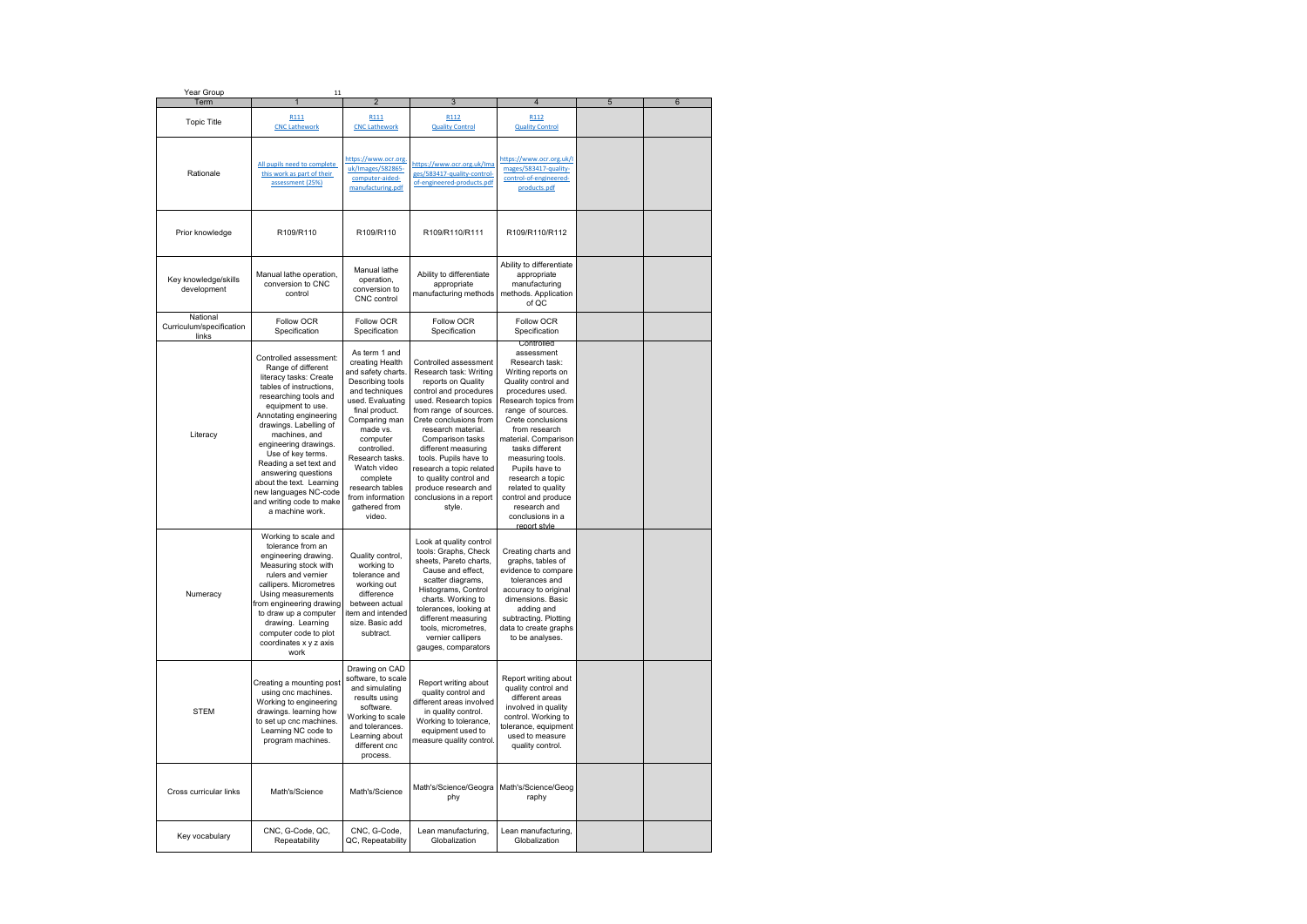| Year Group | 11 | | | | | |
|---|---|---|---|---|---|---|
| Term | 1 | 2 | 3 | 4 | 5 | 6 |
| Topic Title | R111 CNC Lathework | R111 CNC Lathework | R112 Quality Control | R112 Quality Control | | |
| Rationale | All pupils need to complete this work as part of their assessment (25%) | https://www.ocr.org.uk/Images/582865-computer-aided-manufacturing.pdf | https://www.ocr.org.uk/Images/583417-quality-control-of-engineered-products.pdf | https://www.ocr.org.uk/Images/583417-quality-control-of-engineered-products.pdf | | |
| Prior knowledge | R109/R110 | R109/R110 | R109/R110/R111 | R109/R110/R112 | | |
| Key knowledge/skills development | Manual lathe operation, conversion to CNC control | Manual lathe operation, conversion to CNC control | Ability to differentiate appropriate manufacturing methods | Ability to differentiate appropriate manufacturing methods. Application of QC | | |
| National Curriculum/specification links | Follow OCR Specification | Follow OCR Specification | Follow OCR Specification | Follow OCR Specification | | |
| Literacy | Controlled assessment: Range of different literacy tasks: Create tables of instructions, researching tools and equipment to use. Annotating engineering drawings. Labelling of machines, and engineering drawings. Use of key terms. Reading a set text and answering questions about the text. Learning new languages NC-code and writing code to make a machine work. | As term 1 and creating Health and safety charts. Describing tools and techniques used. Evaluating final product. Comparing man made vs. computer controlled. Research tasks. Watch video complete research tables from information gathered from video. | Controlled assessment Research task: Writing reports on Quality control and procedures used. Research topics from range of sources. Crete conclusions from research material. Comparison tasks different measuring tools. Pupils have to research a topic related to quality control and produce research and conclusions in a report style. | Controlled assessment Research task: Writing reports on Quality control and procedures used. Research topics from range of sources. Crete conclusions from research material. Comparison tasks different measuring tools. Pupils have to research a topic related to quality control and produce research and conclusions in a report style | | |
| Numeracy | Working to scale and tolerance from an engineering drawing. Measuring stock with rulers and vernier callipers. Micrometres Using measurements from engineering drawing to draw up a computer drawing. Learning computer code to plot coordinates x y z axis work | Quality control, working to tolerance and working out difference between actual item and intended size. Basic add subtract. | Look at quality control tools: Graphs, Check sheets, Pareto charts, Cause and effect, scatter diagrams, Histograms, Control charts. Working to tolerances, looking at different measuring tools, micrometres, vernier callipers gauges, comparators | Creating charts and graphs, tables of evidence to compare tolerances and accuracy to original dimensions. Basic adding and subtracting. Plotting data to create graphs to be analyses. | | |
| STEM | Creating a mounting post using cnc machines. Working to engineering drawings. learning how to set up cnc machines. Learning NC code to program machines. | Drawing on CAD software, to scale and simulating results using software. Working to scale and tolerances. Learning about different cnc process. | Report writing about quality control and different areas involved in quality control. Working to tolerance, equipment used to measure quality control. | Report writing about quality control and different areas involved in quality control. Working to tolerance, equipment used to measure quality control. | | |
| Cross curricular links | Math's/Science | Math's/Science | Math's/Science/Geography | Math's/Science/Geography | | |
| Key vocabulary | CNC, G-Code, QC, Repeatability | CNC, G-Code, QC, Repeatability | Lean manufacturing, Globalization | Lean manufacturing, Globalization | | |